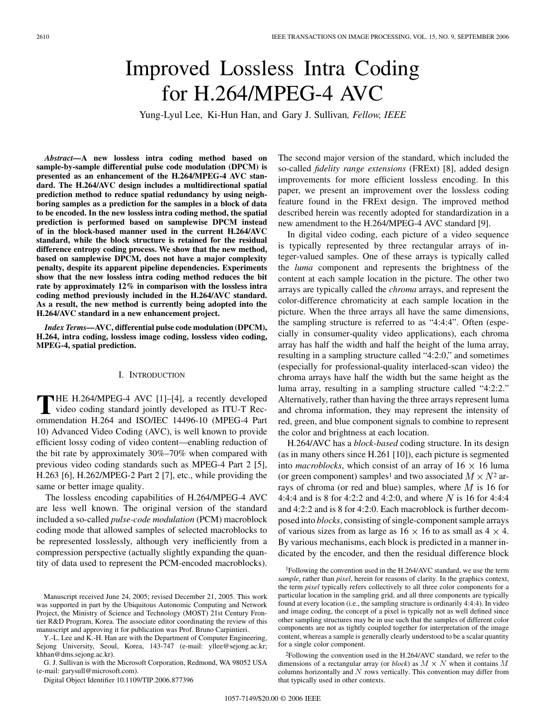# Improved Lossless Intra Coding for H.264/MPEG-4 AVC

Yung-Lyul Lee, Ki-Hun Han, and Gary J. Sullivan, *Fellow, IEEE*

***Abstract*—A new lossless intra coding method based on sample-by-sample differential pulse code modulation (DPCM) is presented as an enhancement of the H.264/MPEG-4 AVC standard. The H.264/AVC design includes a multidirectional spatial prediction method to reduce spatial redundancy by using neighboring samples as a prediction for the samples in a block of data to be encoded. In the new lossless intra coding method, the spatial prediction is performed based on samplewise DPCM instead of in the block-based manner used in the current H.264/AVC standard, while the block structure is retained for the residual difference entropy coding process. We show that the new method, based on samplewise DPCM, does not have a major complexity penalty, despite its apparent pipeline dependencies. Experiments show that the new lossless intra coding method reduces the bit rate by approximately 12% in comparison with the lossless intra coding method previously included in the H.264/AVC standard. As a result, the new method is currently being adopted into the H.264/AVC standard in a new enhancement project.**

***Index Terms*—AVC, differential pulse code modulation (DPCM), H.264, intra coding, lossless image coding, lossless video coding, MPEG-4, spatial prediction.**

## I. Introduction

THE H.264/MPEG-4 AVC [1]–[4], a recently developed video coding standard jointly developed as ITU-T Recommendation H.264 and ISO/IEC 14496-10 (MPEG-4 Part 10) Advanced Video Coding (AVC), is well known to provide efficient lossy coding of video content—enabling reduction of the bit rate by approximately 30%–70% when compared with previous video coding standards such as MPEG-4 Part 2 [5], H.263 [6], H.262/MPEG-2 Part 2 [7], etc., while providing the same or better image quality.

The lossless encoding capabilities of H.264/MPEG-4 AVC are less well known. The original version of the standard included a so-called *pulse-code modulation* (PCM) macroblock coding mode that allowed samples of selected macroblocks to be represented losslessly, although very inefficiently from a compression perspective (actually slightly expanding the quantity of data used to represent the PCM-encoded macroblocks). The second major version of the standard, which included the so-called *fidelity range extensions* (FRExt) [8], added design improvements for more efficient lossless encoding. In this paper, we present an improvement over the lossless coding feature found in the FRExt design. The improved method described herein was recently adopted for standardization in a new amendment to the H.264/MPEG-4 AVC standard [9].

In digital video coding, each picture of a video sequence is typically represented by three rectangular arrays of integer-valued samples. One of these arrays is typically called the *luma* component and represents the brightness of the content at each sample location in the picture. The other two arrays are typically called the *chroma* arrays, and represent the color-difference chromaticity at each sample location in the picture. When the three arrays all have the same dimensions, the sampling structure is referred to as "4:4:4". Often (especially in consumer-quality video applications), each chroma array has half the width and half the height of the luma array, resulting in a sampling structure called "4:2:0," and sometimes (especially for professional-quality interlaced-scan video) the chroma arrays have half the width but the same height as the luma array, resulting in a sampling structure called "4:2:2." Alternatively, rather than having the three arrays represent luma and chroma information, they may represent the intensity of red, green, and blue component signals to combine to represent the color and brightness at each location.

H.264/AVC has a *block-based* coding structure. In its design (as in many others since H.261 [10]), each picture is segmented into *macroblocks*, which consist of an array of $16 \times 16$ luma (or green component) samples[1] and two associated $M \times N$[2] arrays of chroma (or red and blue) samples, where $M$ is 16 for 4:4:4 and is 8 for 4:2:2 and 4:2:0, and where $N$ is 16 for 4:4:4 and 4:2:2 and is 8 for 4:2:0. Each macroblock is further decomposed into *blocks*, consisting of single-component sample arrays of various sizes from as large as $16 \times 16$ to as small as $4 \times 4$. By various mechanisms, each block is predicted in a manner indicated by the encoder, and then the residual difference block

[1]Following the convention used in the H.264/AVC standard, we use the term *sample*, rather than *pixel*, herein for reasons of clarity. In the graphics context, the term *pixel* typically refers collectively to all three color components for a particular location in the sampling grid, and all three components are typically found at every location (i.e., the sampling structure is ordinarily 4:4:4). In video and image coding, the concept of a pixel is typically not as well defined since other sampling structures may be in use such that the samples of different color components are not as tightly coupled together for interpretation of the image content, whereas a sample is generally clearly understood to be a scalar quantity for a single color component.

[2]Following the convention used in the H.264/AVC standard, we refer to the dimensions of a rectangular array (or *block*) as $M \times N$ when it contains $M$ columns horizontally and $N$ rows vertically. This convention may differ from that typically used in other contexts.

Manuscript received June 24, 2005; revised December 21, 2005. This work was supported in part by the Ubiquitous Autonomic Computing and Network Project, the Ministry of Science and Technology (MOST) 21st Century Frontier R&D Program, Korea. The associate editor coordinating the review of this manuscript and approving it for publication was Prof. Bruno Carpintieri.

Y.-L. Lee and K.-H. Han are with the Department of Computer Engineering, Sejong University, Seoul, Korea, 143-747 (e-mail: yllee@sejong.ac.kr; khhan@dms.sejong.ac.kr).

G. J. Sullivan is with the Microsoft Corporation, Redmond, WA 98052 USA (e-mail: garysull@microsoft.com).

Digital Object Identifier 10.1109/TIP.2006.877396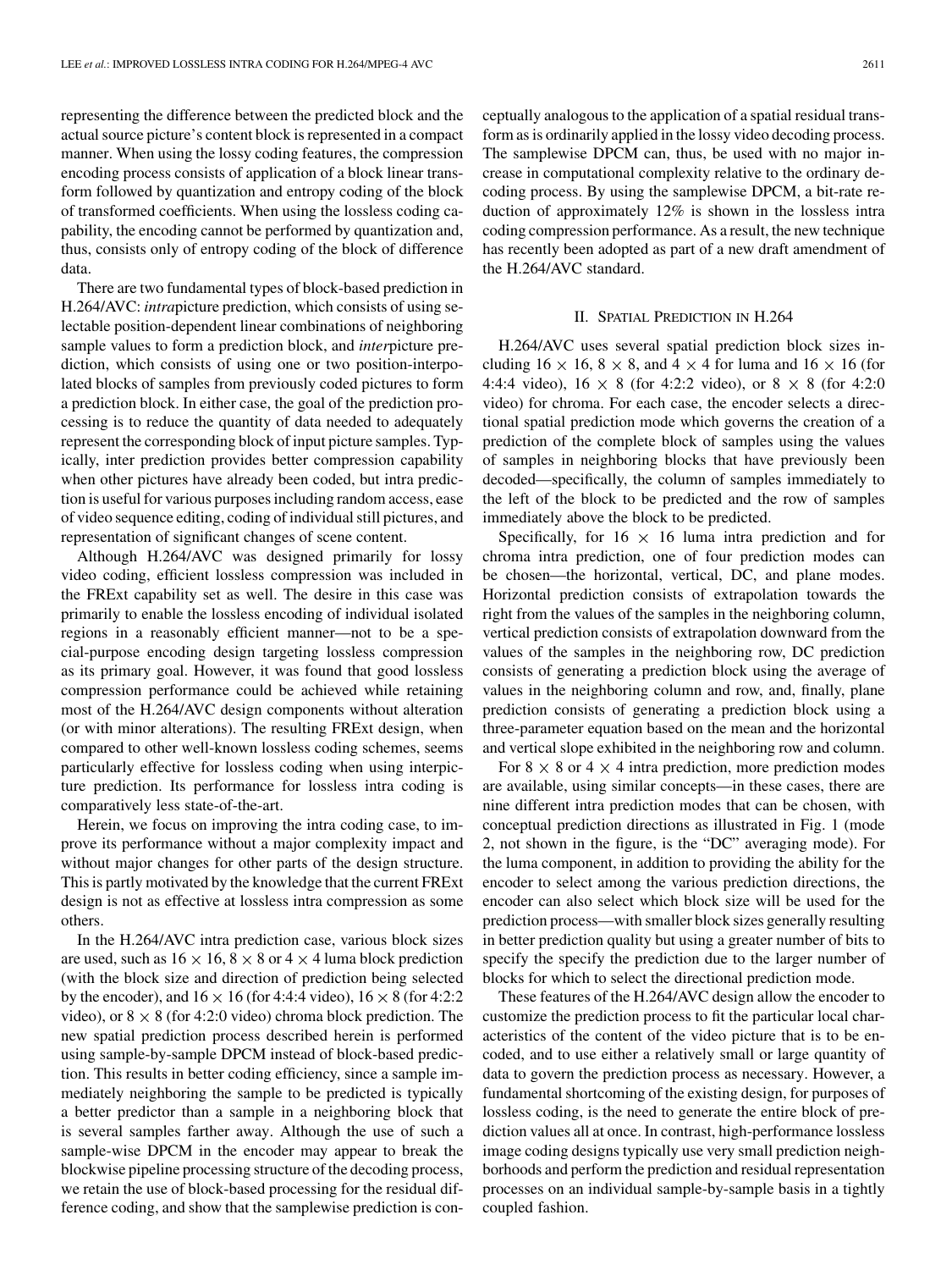representing the difference between the predicted block and the actual source picture's content block is represented in a compact manner. When using the lossy coding features, the compression encoding process consists of application of a block linear transform followed by quantization and entropy coding of the block of transformed coefficients. When using the lossless coding capability, the encoding cannot be performed by quantization and, thus, consists only of entropy coding of the block of difference data.

There are two fundamental types of block-based prediction in H.264/AVC: *intra*picture prediction, which consists of using selectable position-dependent linear combinations of neighboring sample values to form a prediction block, and *inter*picture prediction, which consists of using one or two position-interpolated blocks of samples from previously coded pictures to form a prediction block. In either case, the goal of the prediction processing is to reduce the quantity of data needed to adequately represent the corresponding block of input picture samples. Typically, inter prediction provides better compression capability when other pictures have already been coded, but intra prediction is useful for various purposes including random access, ease of video sequence editing, coding of individual still pictures, and representation of significant changes of scene content.

Although H.264/AVC was designed primarily for lossy video coding, efficient lossless compression was included in the FRExt capability set as well. The desire in this case was primarily to enable the lossless encoding of individual isolated regions in a reasonably efficient manner—not to be a special-purpose encoding design targeting lossless compression as its primary goal. However, it was found that good lossless compression performance could be achieved while retaining most of the H.264/AVC design components without alteration (or with minor alterations). The resulting FRExt design, when compared to other well-known lossless coding schemes, seems particularly effective for lossless coding when using interpicture prediction. Its performance for lossless intra coding is comparatively less state-of-the-art.

Herein, we focus on improving the intra coding case, to improve its performance without a major complexity impact and without major changes for other parts of the design structure. This is partly motivated by the knowledge that the current FRExt design is not as effective at lossless intra compression as some others.

In the H.264/AVC intra prediction case, various block sizes are used, such as $16 \times 16$, $8 \times 8$ or $4 \times 4$ luma block prediction (with the block size and direction of prediction being selected by the encoder), and $16 \times 16$ (for 4:4:4 video), $16 \times 8$ (for 4:2:2 video), or $8 \times 8$ (for 4:2:0 video) chroma block prediction. The new spatial prediction process described herein is performed using sample-by-sample DPCM instead of block-based prediction. This results in better coding efficiency, since a sample immediately neighboring the sample to be predicted is typically a better predictor than a sample in a neighboring block that is several samples farther away. Although the use of such a sample-wise DPCM in the encoder may appear to break the blockwise pipeline processing structure of the decoding process, we retain the use of block-based processing for the residual difference coding, and show that the samplewise prediction is conceptually analogous to the application of a spatial residual transform as is ordinarily applied in the lossy video decoding process. The samplewise DPCM can, thus, be used with no major increase in computational complexity relative to the ordinary decoding process. By using the samplewise DPCM, a bit-rate reduction of approximately 12% is shown in the lossless intra coding compression performance. As a result, the new technique has recently been adopted as part of a new draft amendment of the H.264/AVC standard.

## II. Spatial Prediction in H.264

H.264/AVC uses several spatial prediction block sizes including $16 \times 16$, $8 \times 8$, and $4 \times 4$ for luma and $16 \times 16$ (for 4:4:4 video), $16 \times 8$ (for 4:2:2 video), or $8 \times 8$ (for 4:2:0 video) for chroma. For each case, the encoder selects a directional spatial prediction mode which governs the creation of a prediction of the complete block of samples using the values of samples in neighboring blocks that have previously been decoded—specifically, the column of samples immediately to the left of the block to be predicted and the row of samples immediately above the block to be predicted.

Specifically, for $16 \times 16$ luma intra prediction and for chroma intra prediction, one of four prediction modes can be chosen—the horizontal, vertical, DC, and plane modes. Horizontal prediction consists of extrapolation towards the right from the values of the samples in the neighboring column, vertical prediction consists of extrapolation downward from the values of the samples in the neighboring row, DC prediction consists of generating a prediction block using the average of values in the neighboring column and row, and, finally, plane prediction consists of generating a prediction block using a three-parameter equation based on the mean and the horizontal and vertical slope exhibited in the neighboring row and column.

For $8 \times 8$ or $4 \times 4$ intra prediction, more prediction modes are available, using similar concepts—in these cases, there are nine different intra prediction modes that can be chosen, with conceptual prediction directions as illustrated in Fig. 1 (mode 2, not shown in the figure, is the "DC" averaging mode). For the luma component, in addition to providing the ability for the encoder to select among the various prediction directions, the encoder can also select which block size will be used for the prediction process—with smaller block sizes generally resulting in better prediction quality but using a greater number of bits to specify the specify the prediction due to the larger number of blocks for which to select the directional prediction mode.

These features of the H.264/AVC design allow the encoder to customize the prediction process to fit the particular local characteristics of the content of the video picture that is to be encoded, and to use either a relatively small or large quantity of data to govern the prediction process as necessary. However, a fundamental shortcoming of the existing design, for purposes of lossless coding, is the need to generate the entire block of prediction values all at once. In contrast, high-performance lossless image coding designs typically use very small prediction neighborhoods and perform the prediction and residual representation processes on an individual sample-by-sample basis in a tightly coupled fashion.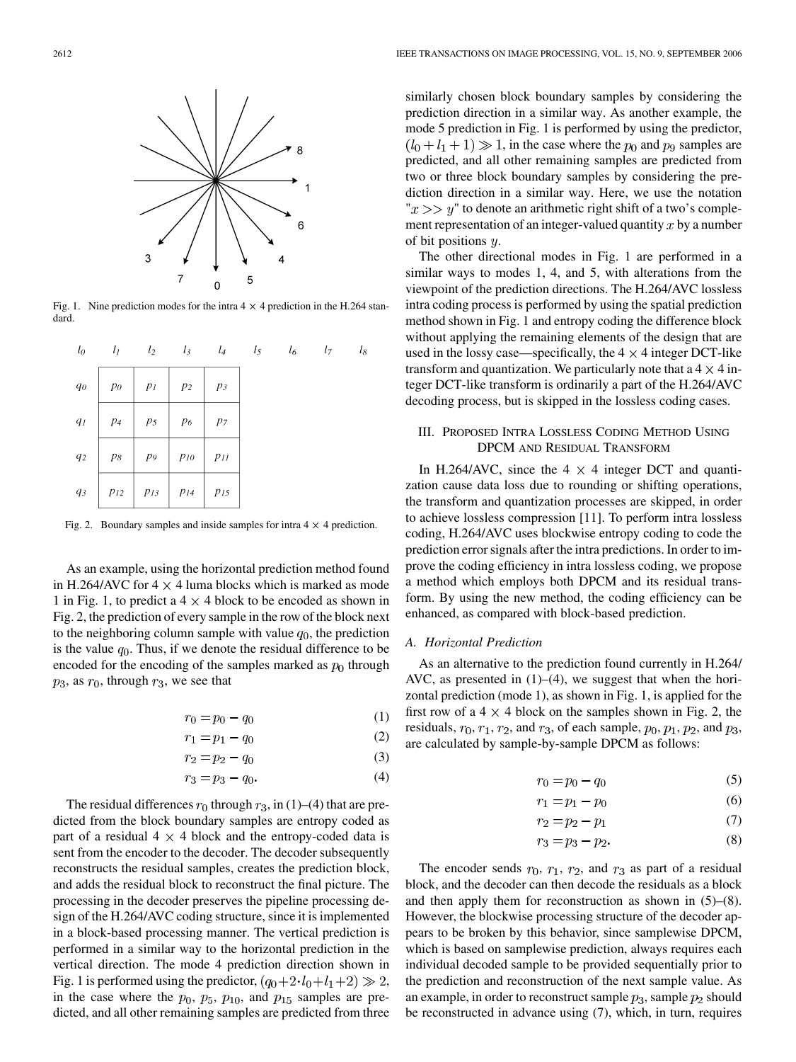Fig. 1. Nine prediction modes for the intra 4 × 4 prediction in the H.264 standard.

| $l_0$ | $l_1$ | $l_2$ | $l_3$ | $l_4$ | $l_5$ | $l_6$ | $l_7$ | $l_8$ |
|---|---|---|---|---|---|---|---|---|
| $q_0$ | $p_0$ | $p_1$ | $p_2$ | $p_3$ | | | | |
| $q_1$ | $p_4$ | $p_5$ | $p_6$ | $p_7$ | | | | |
| $q_2$ | $p_8$ | $p_9$ | $p_{10}$ | $p_{11}$ | | | | |
| $q_3$ | $p_{12}$ | $p_{13}$ | $p_{14}$ | $p_{15}$ | | | | |

Fig. 2. Boundary samples and inside samples for intra 4 × 4 prediction.

As an example, using the horizontal prediction method found in H.264/AVC for 4 × 4 luma blocks which is marked as mode 1 in Fig. 1, to predict a 4 × 4 block to be encoded as shown in Fig. 2, the prediction of every sample in the row of the block next to the neighboring column sample with value $q_0$, the prediction is the value $q_0$. Thus, if we denote the residual difference to be encoded for the encoding of the samples marked as $p_0$ through $p_3$, as $r_0$, through $r_3$, we see that

$$r_0 = p_0 - q_0 \tag{1}$$

$$r_1 = p_1 - q_0 \tag{2}$$

$$r_2 = p_2 - q_0 \tag{3}$$

$$r_3 = p_3 - q_0. \tag{4}$$

The residual differences $r_0$ through $r_3$, in (1)–(4) that are predicted from the block boundary samples are entropy coded as part of a residual 4 × 4 block and the entropy-coded data is sent from the encoder to the decoder. The decoder subsequently reconstructs the residual samples, creates the prediction block, and adds the residual block to reconstruct the final picture. The processing in the decoder preserves the pipeline processing design of the H.264/AVC coding structure, since it is implemented in a block-based processing manner. The vertical prediction is performed in a similar way to the horizontal prediction in the vertical direction. The mode 4 prediction direction shown in Fig. 1 is performed using the predictor, $(q_0 + 2 \cdot l_0 + l_1 + 2) \gg 2$, in the case where the $p_0$, $p_5$, $p_{10}$, and $p_{15}$ samples are predicted, and all other remaining samples are predicted from three similarly chosen block boundary samples by considering the prediction direction in a similar way. As another example, the mode 5 prediction in Fig. 1 is performed by using the predictor, $(l_0 + l_1 + 1) \gg 1$, in the case where the $p_0$ and $p_9$ samples are predicted, and all other remaining samples are predicted from two or three block boundary samples by considering the prediction direction in a similar way. Here, we use the notation "$x >> y$" to denote an arithmetic right shift of a two's complement representation of an integer-valued quantity $x$ by a number of bit positions $y$.

The other directional modes in Fig. 1 are performed in a similar ways to modes 1, 4, and 5, with alterations from the viewpoint of the prediction directions. The H.264/AVC lossless intra coding process is performed by using the spatial prediction method shown in Fig. 1 and entropy coding the difference block without applying the remaining elements of the design that are used in the lossy case—specifically, the 4 × 4 integer DCT-like transform and quantization. We particularly note that a 4 × 4 integer DCT-like transform is ordinarily a part of the H.264/AVC decoding process, but is skipped in the lossless coding cases.

## III. Proposed Intra Lossless Coding Method Using DPCM and Residual Transform

In H.264/AVC, since the 4 × 4 integer DCT and quantization cause data loss due to rounding or shifting operations, the transform and quantization processes are skipped, in order to achieve lossless compression [11]. To perform intra lossless coding, H.264/AVC uses blockwise entropy coding to code the prediction error signals after the intra predictions. In order to improve the coding efficiency in intra lossless coding, we propose a method which employs both DPCM and its residual transform. By using the new method, the coding efficiency can be enhanced, as compared with block-based prediction.

### A. Horizontal Prediction

As an alternative to the prediction found currently in H.264/AVC, as presented in (1)–(4), we suggest that when the horizontal prediction (mode 1), as shown in Fig. 1, is applied for the first row of a 4 × 4 block on the samples shown in Fig. 2, the residuals, $r_0$, $r_1$, $r_2$, and $r_3$, of each sample, $p_0$, $p_1$, $p_2$, and $p_3$, are calculated by sample-by-sample DPCM as follows:

$$r_0 = p_0 - q_0 \tag{5}$$

$$r_1 = p_1 - p_0 \tag{6}$$

$$r_2 = p_2 - p_1 \tag{7}$$

$$r_3 = p_3 - p_2. \tag{8}$$

The encoder sends $r_0$, $r_1$, $r_2$, and $r_3$ as part of a residual block, and the decoder can then decode the residuals as a block and then apply them for reconstruction as shown in (5)–(8). However, the blockwise processing structure of the decoder appears to be broken by this behavior, since samplewise DPCM, which is based on samplewise prediction, always requires each individual decoded sample to be provided sequentially prior to the prediction and reconstruction of the next sample value. As an example, in order to reconstruct sample $p_3$, sample $p_2$ should be reconstructed in advance using (7), which, in turn, requires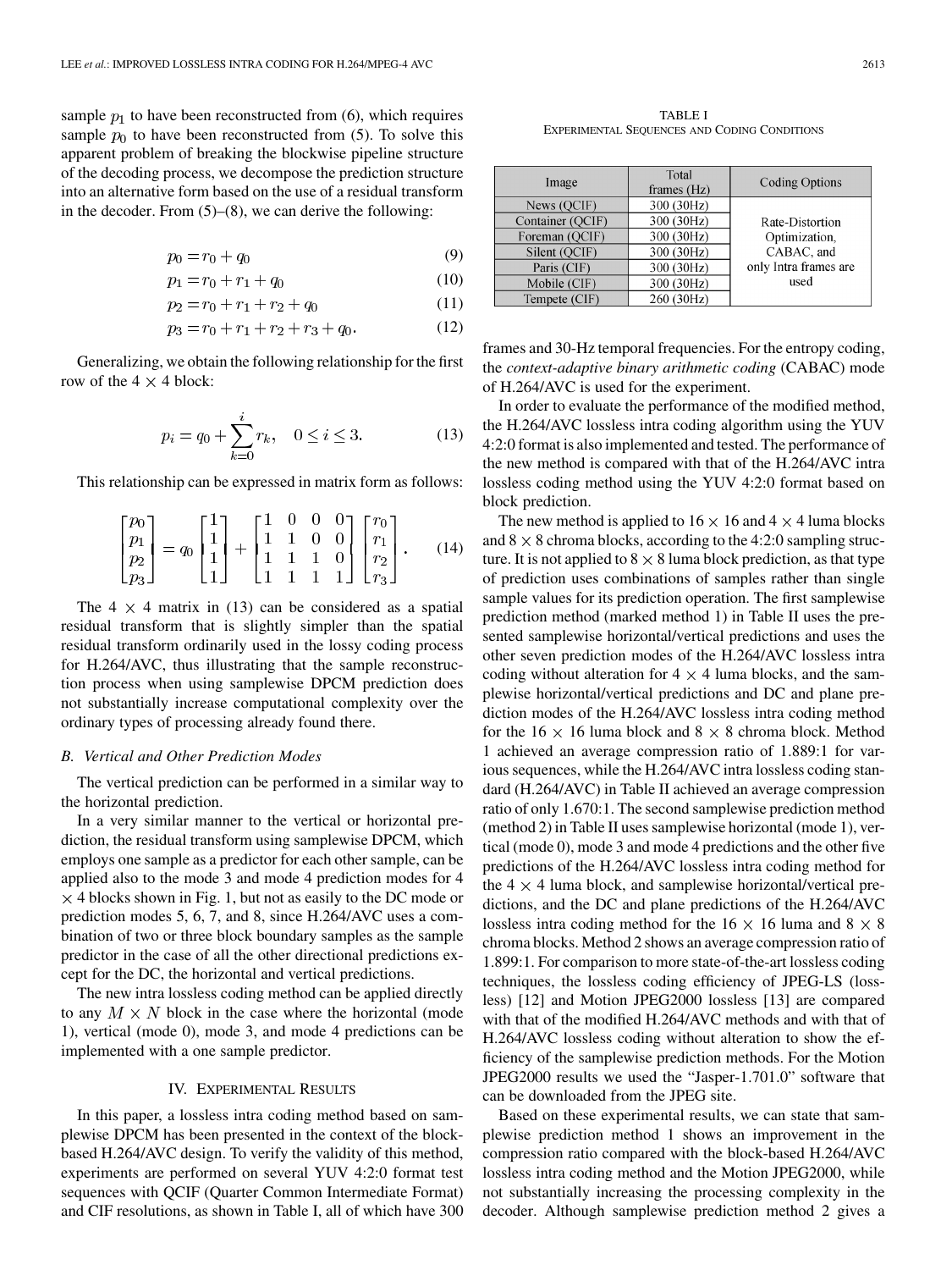sample $p_1$ to have been reconstructed from (6), which requires sample $p_0$ to have been reconstructed from (5). To solve this apparent problem of breaking the blockwise pipeline structure of the decoding process, we decompose the prediction structure into an alternative form based on the use of a residual transform in the decoder. From (5)–(8), we can derive the following:

$$p_0 = r_0 + q_0 \tag{9}$$

$$p_1 = r_0 + r_1 + q_0 \tag{10}$$

$$p_2 = r_0 + r_1 + r_2 + q_0 \tag{11}$$

$$p_3 = r_0 + r_1 + r_2 + r_3 + q_0. \tag{12}$$

Generalizing, we obtain the following relationship for the first row of the $4 \times 4$ block:

$$p_i = q_0 + \sum_{k=0}^{i} r_k, \quad 0 \leq i \leq 3. \tag{13}$$

This relationship can be expressed in matrix form as follows:

$$\begin{bmatrix} p_0 \\ p_1 \\ p_2 \\ p_3 \end{bmatrix} = q_0 \begin{bmatrix} 1 \\ 1 \\ 1 \\ 1 \end{bmatrix} + \begin{bmatrix} 1 & 0 & 0 & 0 \\ 1 & 1 & 0 & 0 \\ 1 & 1 & 1 & 0 \\ 1 & 1 & 1 & 1 \end{bmatrix} \begin{bmatrix} r_0 \\ r_1 \\ r_2 \\ r_3 \end{bmatrix}. \tag{14}$$

The $4 \times 4$ matrix in (13) can be considered as a spatial residual transform that is slightly simpler than the spatial residual transform ordinarily used in the lossy coding process for H.264/AVC, thus illustrating that the sample reconstruction process when using samplewise DPCM prediction does not substantially increase computational complexity over the ordinary types of processing already found there.

### B. Vertical and Other Prediction Modes

The vertical prediction can be performed in a similar way to the horizontal prediction.

In a very similar manner to the vertical or horizontal prediction, the residual transform using samplewise DPCM, which employs one sample as a predictor for each other sample, can be applied also to the mode 3 and mode 4 prediction modes for $4 \times 4$ blocks shown in Fig. 1, but not as easily to the DC mode or prediction modes 5, 6, 7, and 8, since H.264/AVC uses a combination of two or three block boundary samples as the sample predictor in the case of all the other directional predictions except for the DC, the horizontal and vertical predictions.

The new intra lossless coding method can be applied directly to any $M \times N$ block in the case where the horizontal (mode 1), vertical (mode 0), mode 3, and mode 4 predictions can be implemented with a one sample predictor.

## IV. Experimental Results

In this paper, a lossless intra coding method based on samplewise DPCM has been presented in the context of the block-based H.264/AVC design. To verify the validity of this method, experiments are performed on several YUV 4:2:0 format test sequences with QCIF (Quarter Common Intermediate Format) and CIF resolutions, as shown in Table I, all of which have 300 frames and 30-Hz temporal frequencies. For the entropy coding, the *context-adaptive binary arithmetic coding* (CABAC) mode of H.264/AVC is used for the experiment.

TABLE I
Experimental Sequences and Coding Conditions

| Image | Total frames (Hz) | Coding Options |
|---|---|---|
| News (QCIF) | 300 (30Hz) | Rate-Distortion Optimization, CABAC, and only Intra frames are used |
| Container (QCIF) | 300 (30Hz) | |
| Foreman (QCIF) | 300 (30Hz) | |
| Silent (QCIF) | 300 (30Hz) | |
| Paris (CIF) | 300 (30Hz) | |
| Mobile (CIF) | 300 (30Hz) | |
| Tempete (CIF) | 260 (30Hz) | |

In order to evaluate the performance of the modified method, the H.264/AVC lossless intra coding algorithm using the YUV 4:2:0 format is also implemented and tested. The performance of the new method is compared with that of the H.264/AVC intra lossless coding method using the YUV 4:2:0 format based on block prediction.

The new method is applied to $16 \times 16$ and $4 \times 4$ luma blocks and $8 \times 8$ chroma blocks, according to the 4:2:0 sampling structure. It is not applied to $8 \times 8$ luma block prediction, as that type of prediction uses combinations of samples rather than single sample values for its prediction operation. The first samplewise prediction method (marked method 1) in Table II uses the presented samplewise horizontal/vertical predictions and uses the other seven prediction modes of the H.264/AVC lossless intra coding without alteration for $4 \times 4$ luma blocks, and the samplewise horizontal/vertical predictions and DC and plane prediction modes of the H.264/AVC lossless intra coding method for the $16 \times 16$ luma block and $8 \times 8$ chroma block. Method 1 achieved an average compression ratio of 1.889:1 for various sequences, while the H.264/AVC intra lossless coding standard (H.264/AVC) in Table II achieved an average compression ratio of only 1.670:1. The second samplewise prediction method (method 2) in Table II uses samplewise horizontal (mode 1), vertical (mode 0), mode 3 and mode 4 predictions and the other five predictions of the H.264/AVC lossless intra coding method for the $4 \times 4$ luma block, and samplewise horizontal/vertical predictions, and the DC and plane predictions of the H.264/AVC lossless intra coding method for the $16 \times 16$ luma and $8 \times 8$ chroma blocks. Method 2 shows an average compression ratio of 1.899:1. For comparison to more state-of-the-art lossless coding techniques, the lossless coding efficiency of JPEG-LS (lossless) [12] and Motion JPEG2000 lossless [13] are compared with that of the modified H.264/AVC methods and with that of H.264/AVC lossless coding without alteration to show the efficiency of the samplewise prediction methods. For the Motion JPEG2000 results we used the "Jasper-1.701.0" software that can be downloaded from the JPEG site.

Based on these experimental results, we can state that samplewise prediction method 1 shows an improvement in the compression ratio compared with the block-based H.264/AVC lossless intra coding method and the Motion JPEG2000, while not substantially increasing the processing complexity in the decoder. Although samplewise prediction method 2 gives a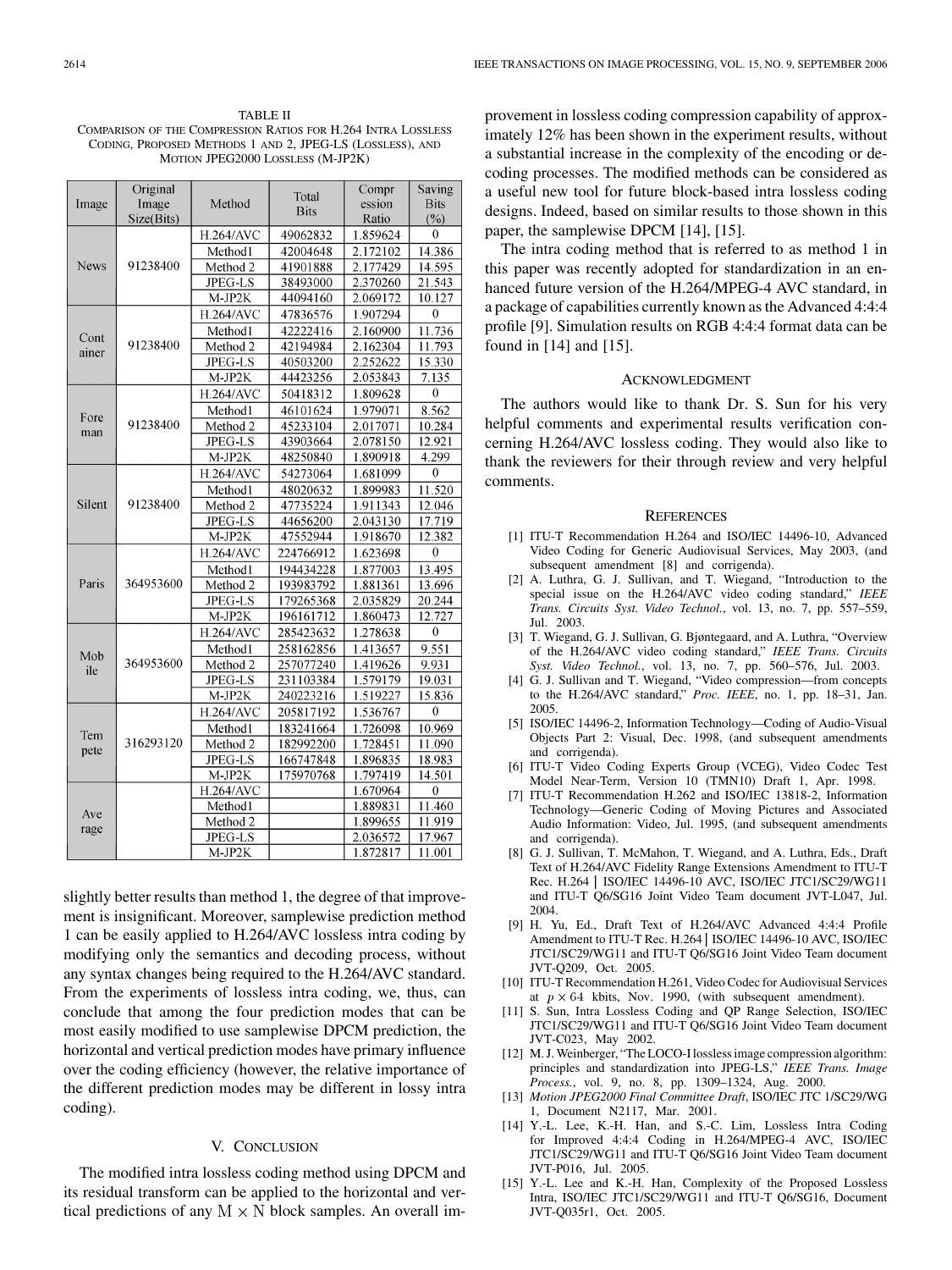TABLE II
COMPARISON OF THE COMPRESSION RATIOS FOR H.264 INTRA LOSSLESS CODING, PROPOSED METHODS 1 AND 2, JPEG-LS (LOSSLESS), AND MOTION JPEG2000 LOSSLESS (M-JP2K)

| Image | Original Image Size(Bits) | Method | Total Bits | Compression Ratio | Saving Bits (%) |
|---|---|---|---|---|---|
| News | 91238400 | H.264/AVC | 49062832 | 1.859624 | 0 |
| | | Method1 | 42004648 | 2.172102 | 14.386 |
| | | Method 2 | 41901888 | 2.177429 | 14.595 |
| | | JPEG-LS | 38493000 | 2.370260 | 21.543 |
| | | M-JP2K | 44094160 | 2.069172 | 10.127 |
| Container | 91238400 | H.264/AVC | 47836576 | 1.907294 | 0 |
| | | Method1 | 42222416 | 2.160900 | 11.736 |
| | | Method 2 | 42194984 | 2.162304 | 11.793 |
| | | JPEG-LS | 40503200 | 2.252622 | 15.330 |
| | | M-JP2K | 44423256 | 2.053843 | 7.135 |
| Foreman | 91238400 | H.264/AVC | 50418312 | 1.809628 | 0 |
| | | Method1 | 46101624 | 1.979071 | 8.562 |
| | | Method 2 | 45233104 | 2.017071 | 10.284 |
| | | JPEG-LS | 43903664 | 2.078150 | 12.921 |
| | | M-JP2K | 48250840 | 1.890918 | 4.299 |
| Silent | 91238400 | H.264/AVC | 54273064 | 1.681099 | 0 |
| | | Method1 | 48020632 | 1.899983 | 11.520 |
| | | Method 2 | 47735224 | 1.911343 | 12.046 |
| | | JPEG-LS | 44656200 | 2.043130 | 17.719 |
| | | M-JP2K | 47552944 | 1.918670 | 12.382 |
| Paris | 364953600 | H.264/AVC | 224766912 | 1.623698 | 0 |
| | | Method1 | 194434228 | 1.877003 | 13.495 |
| | | Method 2 | 193983792 | 1.881361 | 13.696 |
| | | JPEG-LS | 179265368 | 2.035829 | 20.244 |
| | | M-JP2K | 196161712 | 1.860473 | 12.727 |
| Mobile | 364953600 | H.264/AVC | 285423632 | 1.278638 | 0 |
| | | Method1 | 258162856 | 1.413657 | 9.551 |
| | | Method 2 | 257077240 | 1.419626 | 9.931 |
| | | JPEG-LS | 231103384 | 1.579179 | 19.031 |
| | | M-JP2K | 240223216 | 1.519227 | 15.836 |
| Tempete | 316293120 | H.264/AVC | 205817192 | 1.536767 | 0 |
| | | Method1 | 183241664 | 1.726098 | 10.969 |
| | | Method 2 | 182992200 | 1.728451 | 11.090 |
| | | JPEG-LS | 166747848 | 1.896835 | 18.983 |
| | | M-JP2K | 175970768 | 1.797419 | 14.501 |
| Average | | H.264/AVC | | 1.670964 | 0 |
| | | Method1 | | 1.889831 | 11.460 |
| | | Method 2 | | 1.899655 | 11.919 |
| | | JPEG-LS | | 2.036572 | 17.967 |
| | | M-JP2K | | 1.872817 | 11.001 |

slightly better results than method 1, the degree of that improvement is insignificant. Moreover, samplewise prediction method 1 can be easily applied to H.264/AVC lossless intra coding by modifying only the semantics and decoding process, without any syntax changes being required to the H.264/AVC standard. From the experiments of lossless intra coding, we, thus, can conclude that among the four prediction modes that can be most easily modified to use samplewise DPCM prediction, the horizontal and vertical prediction modes have primary influence over the coding efficiency (however, the relative importance of the different prediction modes may be different in lossy intra coding).

## V. Conclusion

The modified intra lossless coding method using DPCM and its residual transform can be applied to the horizontal and vertical predictions of any $\mathrm{M} \times \mathrm{N}$ block samples. An overall improvement in lossless coding compression capability of approximately 12% has been shown in the experiment results, without a substantial increase in the complexity of the encoding or decoding processes. The modified methods can be considered as a useful new tool for future block-based intra lossless coding designs. Indeed, based on similar results to those shown in this paper, the samplewise DPCM [14], [15].

The intra coding method that is referred to as method 1 in this paper was recently adopted for standardization in an enhanced future version of the H.264/MPEG-4 AVC standard, in a package of capabilities currently known as the Advanced 4:4:4 profile [9]. Simulation results on RGB 4:4:4 format data can be found in [14] and [15].

## Acknowledgment

The authors would like to thank Dr. S. Sun for his very helpful comments and experimental results verification concerning H.264/AVC lossless coding. They would also like to thank the reviewers for their through review and very helpful comments.

## References

[1] ITU-T Recommendation H.264 and ISO/IEC 14496-10, Advanced Video Coding for Generic Audiovisual Services, May 2003, (and subsequent amendment [8] and corrigenda).

[2] A. Luthra, G. J. Sullivan, and T. Wiegand, "Introduction to the special issue on the H.264/AVC video coding standard," *IEEE Trans. Circuits Syst. Video Technol.*, vol. 13, no. 7, pp. 557–559, Jul. 2003.

[3] T. Wiegand, G. J. Sullivan, G. Bjøntegaard, and A. Luthra, "Overview of the H.264/AVC video coding standard," *IEEE Trans. Circuits Syst. Video Technol.*, vol. 13, no. 7, pp. 560–576, Jul. 2003.

[4] G. J. Sullivan and T. Wiegand, "Video compression—from concepts to the H.264/AVC standard," *Proc. IEEE*, no. 1, pp. 18–31, Jan. 2005.

[5] ISO/IEC 14496-2, Information Technology—Coding of Audio-Visual Objects Part 2: Visual, Dec. 1998, (and subsequent amendments and corrigenda).

[6] ITU-T Video Coding Experts Group (VCEG), Video Codec Test Model Near-Term, Version 10 (TMN10) Draft 1, Apr. 1998.

[7] ITU-T Recommendation H.262 and ISO/IEC 13818-2, Information Technology—Generic Coding of Moving Pictures and Associated Audio Information: Video, Jul. 1995, (and subsequent amendments and corrigenda).

[8] G. J. Sullivan, T. McMahon, T. Wiegand, and A. Luthra, Eds., Draft Text of H.264/AVC Fidelity Range Extensions Amendment to ITU-T Rec. H.264 | ISO/IEC 14496-10 AVC, ISO/IEC JTC1/SC29/WG11 and ITU-T Q6/SG16 Joint Video Team document JVT-L047, Jul. 2004.

[9] H. Yu, Ed., Draft Text of H.264/AVC Advanced 4:4:4 Profile Amendment to ITU-T Rec. H.264 | ISO/IEC 14496-10 AVC, ISO/IEC JTC1/SC29/WG11 and ITU-T Q6/SG16 Joint Video Team document JVT-Q209, Oct. 2005.

[10] ITU-T Recommendation H.261, Video Codec for Audiovisual Services at $p \times 64$ kbits, Nov. 1990, (with subsequent amendment).

[11] S. Sun, Intra Lossless Coding and QP Range Selection, ISO/IEC JTC1/SC29/WG11 and ITU-T Q6/SG16 Joint Video Team document JVT-C023, May 2002.

[12] M. J. Weinberger, "The LOCO-I lossless image compression algorithm: principles and standardization into JPEG-LS," *IEEE Trans. Image Process.*, vol. 9, no. 8, pp. 1309–1324, Aug. 2000.

[13] *Motion JPEG2000 Final Committee Draft*, ISO/IEC JTC 1/SC29/WG 1, Document N2117, Mar. 2001.

[14] Y.-L. Lee, K.-H. Han, and S.-C. Lim, Lossless Intra Coding for Improved 4:4:4 Coding in H.264/MPEG-4 AVC, ISO/IEC JTC1/SC29/WG11 and ITU-T Q6/SG16 Joint Video Team document JVT-P016, Jul. 2005.

[15] Y.-L. Lee and K.-H. Han, Complexity of the Proposed Lossless Intra, ISO/IEC JTC1/SC29/WG11 and ITU-T Q6/SG16, Document JVT-Q035r1, Oct. 2005.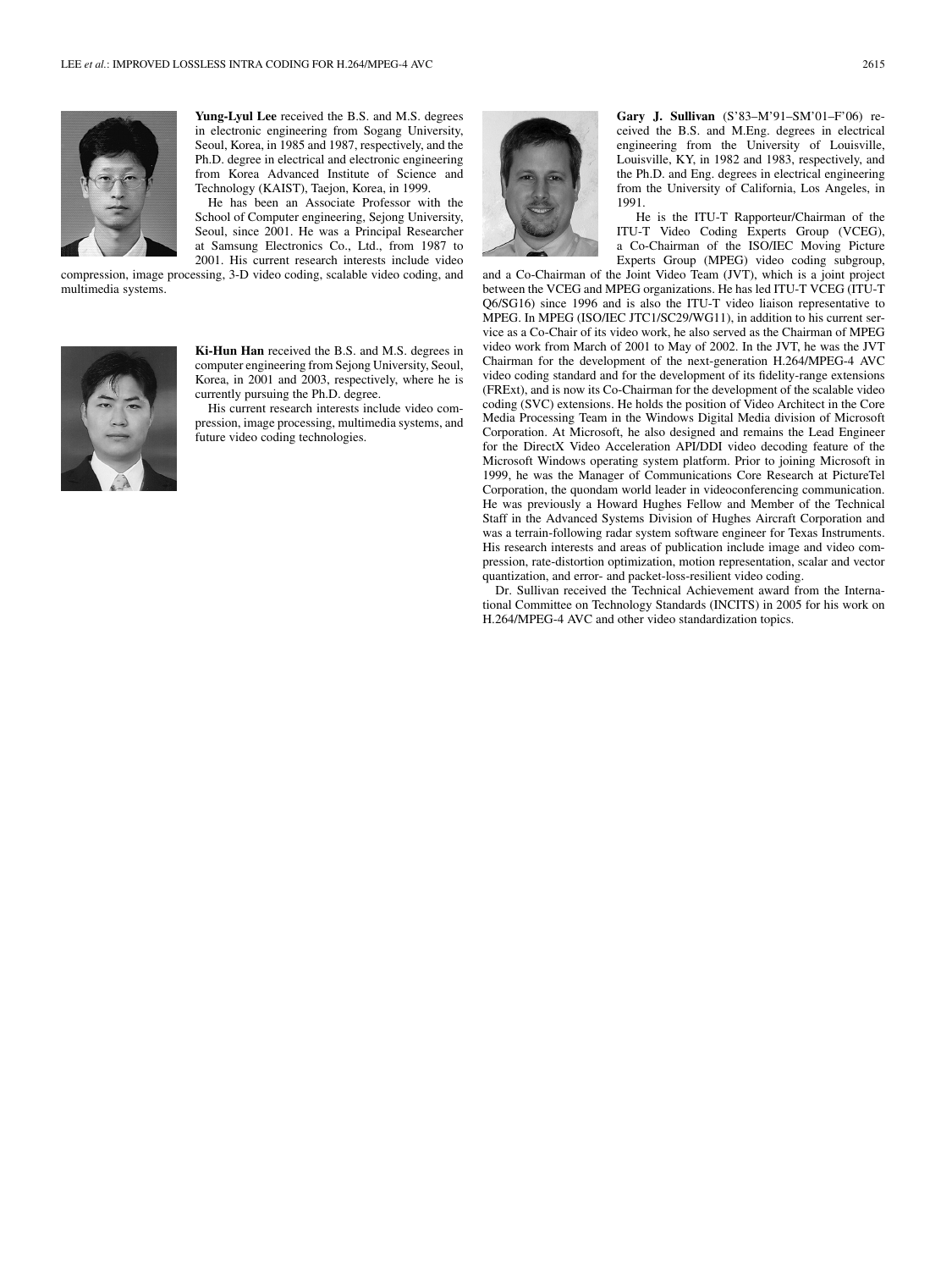**Yung-Lyul Lee** received the B.S. and M.S. degrees in electronic engineering from Sogang University, Seoul, Korea, in 1985 and 1987, respectively, and the Ph.D. degree in electrical and electronic engineering from Korea Advanced Institute of Science and Technology (KAIST), Taejon, Korea, in 1999.

He has been an Associate Professor with the School of Computer engineering, Sejong University, Seoul, since 2001. He was a Principal Researcher at Samsung Electronics Co., Ltd., from 1987 to 2001. His current research interests include video compression, image processing, 3-D video coding, scalable video coding, and multimedia systems.

**Ki-Hun Han** received the B.S. and M.S. degrees in computer engineering from Sejong University, Seoul, Korea, in 2001 and 2003, respectively, where he is currently pursuing the Ph.D. degree.

His current research interests include video compression, image processing, multimedia systems, and future video coding technologies.

**Gary J. Sullivan** (S'83–M'91–SM'01–F'06) received the B.S. and M.Eng. degrees in electrical engineering from the University of Louisville, Louisville, KY, in 1982 and 1983, respectively, and the Ph.D. and Eng. degrees in electrical engineering from the University of California, Los Angeles, in 1991.

He is the ITU-T Rapporteur/Chairman of the ITU-T Video Coding Experts Group (VCEG), a Co-Chairman of the ISO/IEC Moving Picture Experts Group (MPEG) video coding subgroup, and a Co-Chairman of the Joint Video Team (JVT), which is a joint project between the VCEG and MPEG organizations. He has led ITU-T VCEG (ITU-T Q6/SG16) since 1996 and is also the ITU-T video liaison representative to MPEG. In MPEG (ISO/IEC JTC1/SC29/WG11), in addition to his current service as a Co-Chair of its video work, he also served as the Chairman of MPEG video work from March of 2001 to May of 2002. In the JVT, he was the JVT Chairman for the development of the next-generation H.264/MPEG-4 AVC video coding standard and for the development of its fidelity-range extensions (FRExt), and is now its Co-Chairman for the development of the scalable video coding (SVC) extensions. He holds the position of Video Architect in the Core Media Processing Team in the Windows Digital Media division of Microsoft Corporation. At Microsoft, he also designed and remains the Lead Engineer for the DirectX Video Acceleration API/DDI video decoding feature of the Microsoft Windows operating system platform. Prior to joining Microsoft in 1999, he was the Manager of Communications Core Research at PictureTel Corporation, the quondam world leader in videoconferencing communication. He was previously a Howard Hughes Fellow and Member of the Technical Staff in the Advanced Systems Division of Hughes Aircraft Corporation and was a terrain-following radar system software engineer for Texas Instruments. His research interests and areas of publication include image and video compression, rate-distortion optimization, motion representation, scalar and vector quantization, and error- and packet-loss-resilient video coding.

Dr. Sullivan received the Technical Achievement award from the International Committee on Technology Standards (INCITS) in 2005 for his work on H.264/MPEG-4 AVC and other video standardization topics.